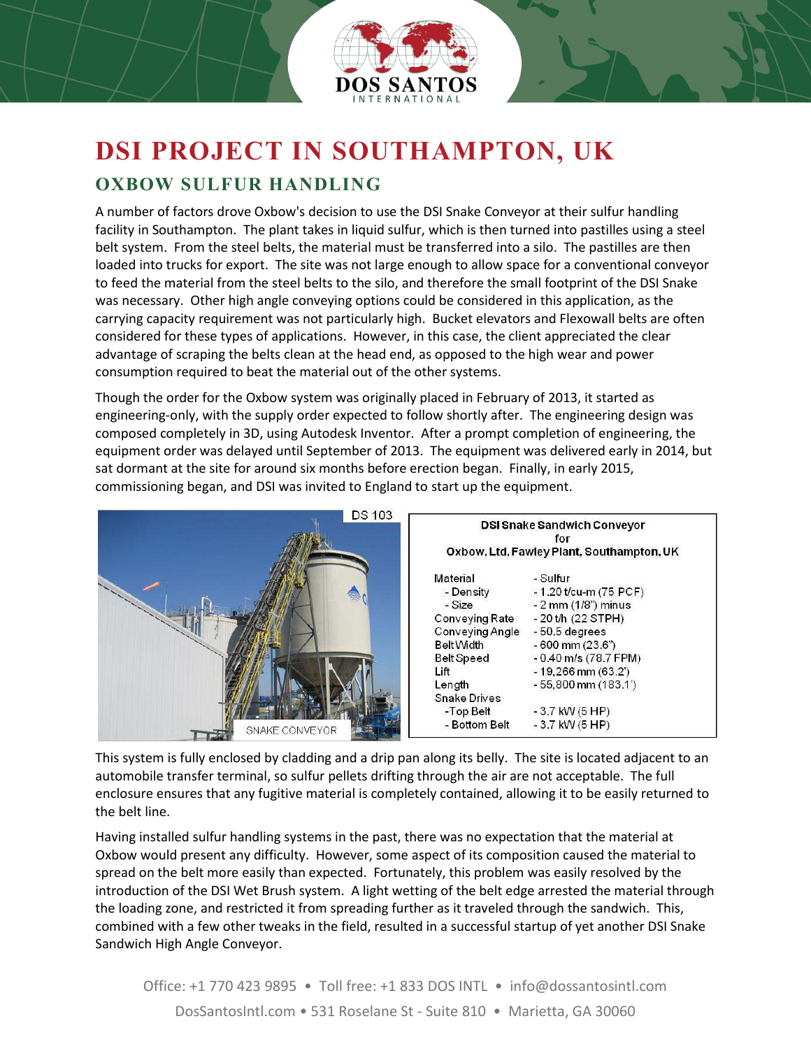# DSI PROJECT IN SOUTHAMPTON, UK

## OXBOW SULFUR HANDLING

A number of factors drove Oxbow's decision to use the DSI Snake Conveyor at their sulfur handling facility in Southampton. The plant takes in liquid sulfur, which is then turned into pastilles using a steel belt system. From the steel belts, the material must be transferred into a silo. The pastilles are then loaded into trucks for export. The site was not large enough to allow space for a conventional conveyor to feed the material from the steel belts to the silo, and therefore the small footprint of the DSI Snake was necessary. Other high angle conveying options could be considered in this application, as the carrying capacity requirement was not particularly high. Bucket elevators and Flexowall belts are often considered for these types of applications. However, in this case, the client appreciated the clear advantage of scraping the belts clean at the head end, as opposed to the high wear and power consumption required to beat the material out of the other systems.

Though the order for the Oxbow system was originally placed in February of 2013, it started as engineering-only, with the supply order expected to follow shortly after. The engineering design was composed completely in 3D, using Autodesk Inventor. After a prompt completion of engineering, the equipment order was delayed until September of 2013. The equipment was delivered early in 2014, but sat dormant at the site for around six months before erection began. Finally, in early 2015, commissioning began, and DSI was invited to England to start up the equipment.

DS 103

SNAKE CONVEYOR

**DSI Snake Sandwich Conveyor for Oxbow, Ltd, Fawley Plant, Southampton, UK**

| | |
|---|---|
| Material | - Sulfur |
| - Density | - 1.20 t/cu-m (75 PCF) |
| - Size | - 2 mm (1/8") minus |
| Conveying Rate | - 20 t/h (22 STPH) |
| Conveying Angle | - 50.5 degrees |
| Belt Width | - 600 mm (23.6") |
| Belt Speed | - 0.40 m/s (78.7 FPM) |
| Lift | - 19,266 mm (63.2') |
| Length | - 55,800 mm (183.1') |
| Snake Drives | |
| -Top Belt | - 3.7 kW (5 HP) |
| - Bottom Belt | - 3.7 kW (5 HP) |

This system is fully enclosed by cladding and a drip pan along its belly. The site is located adjacent to an automobile transfer terminal, so sulfur pellets drifting through the air are not acceptable. The full enclosure ensures that any fugitive material is completely contained, allowing it to be easily returned to the belt line.

Having installed sulfur handling systems in the past, there was no expectation that the material at Oxbow would present any difficulty. However, some aspect of its composition caused the material to spread on the belt more easily than expected. Fortunately, this problem was easily resolved by the introduction of the DSI Wet Brush system. A light wetting of the belt edge arrested the material through the loading zone, and restricted it from spreading further as it traveled through the sandwich. This, combined with a few other tweaks in the field, resulted in a successful startup of yet another DSI Snake Sandwich High Angle Conveyor.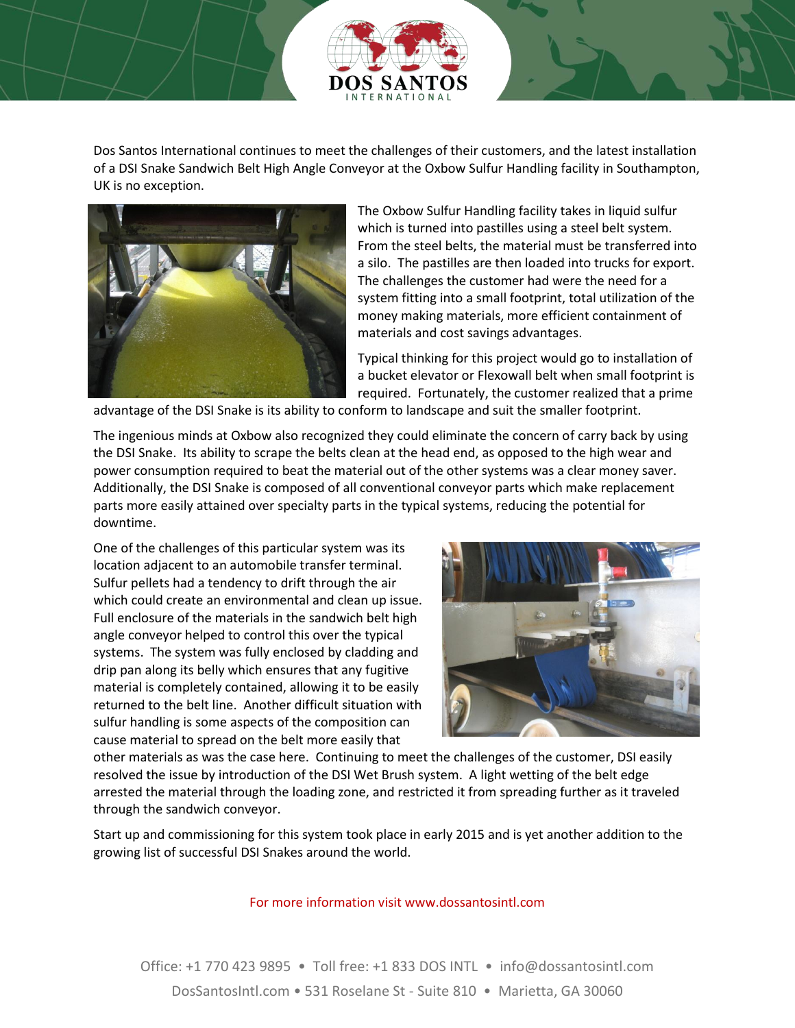Dos Santos International continues to meet the challenges of their customers, and the latest installation of a DSI Snake Sandwich Belt High Angle Conveyor at the Oxbow Sulfur Handling facility in Southampton, UK is no exception.

The Oxbow Sulfur Handling facility takes in liquid sulfur which is turned into pastilles using a steel belt system. From the steel belts, the material must be transferred into a silo. The pastilles are then loaded into trucks for export. The challenges the customer had were the need for a system fitting into a small footprint, total utilization of the money making materials, more efficient containment of materials and cost savings advantages.

Typical thinking for this project would go to installation of a bucket elevator or Flexowall belt when small footprint is required. Fortunately, the customer realized that a prime advantage of the DSI Snake is its ability to conform to landscape and suit the smaller footprint.

The ingenious minds at Oxbow also recognized they could eliminate the concern of carry back by using the DSI Snake. Its ability to scrape the belts clean at the head end, as opposed to the high wear and power consumption required to beat the material out of the other systems was a clear money saver. Additionally, the DSI Snake is composed of all conventional conveyor parts which make replacement parts more easily attained over specialty parts in the typical systems, reducing the potential for downtime.

One of the challenges of this particular system was its location adjacent to an automobile transfer terminal. Sulfur pellets had a tendency to drift through the air which could create an environmental and clean up issue. Full enclosure of the materials in the sandwich belt high angle conveyor helped to control this over the typical systems. The system was fully enclosed by cladding and drip pan along its belly which ensures that any fugitive material is completely contained, allowing it to be easily returned to the belt line. Another difficult situation with sulfur handling is some aspects of the composition can cause material to spread on the belt more easily that other materials as was the case here. Continuing to meet the challenges of the customer, DSI easily resolved the issue by introduction of the DSI Wet Brush system. A light wetting of the belt edge arrested the material through the loading zone, and restricted it from spreading further as it traveled through the sandwich conveyor.

Start up and commissioning for this system took place in early 2015 and is yet another addition to the growing list of successful DSI Snakes around the world.

For more information visit www.dossantosintl.com

Office: +1 770 423 9895 • Toll free: +1 833 DOS INTL • info@dossantosintl.com

DosSantosIntl.com • 531 Roselane St - Suite 810 • Marietta, GA 30060